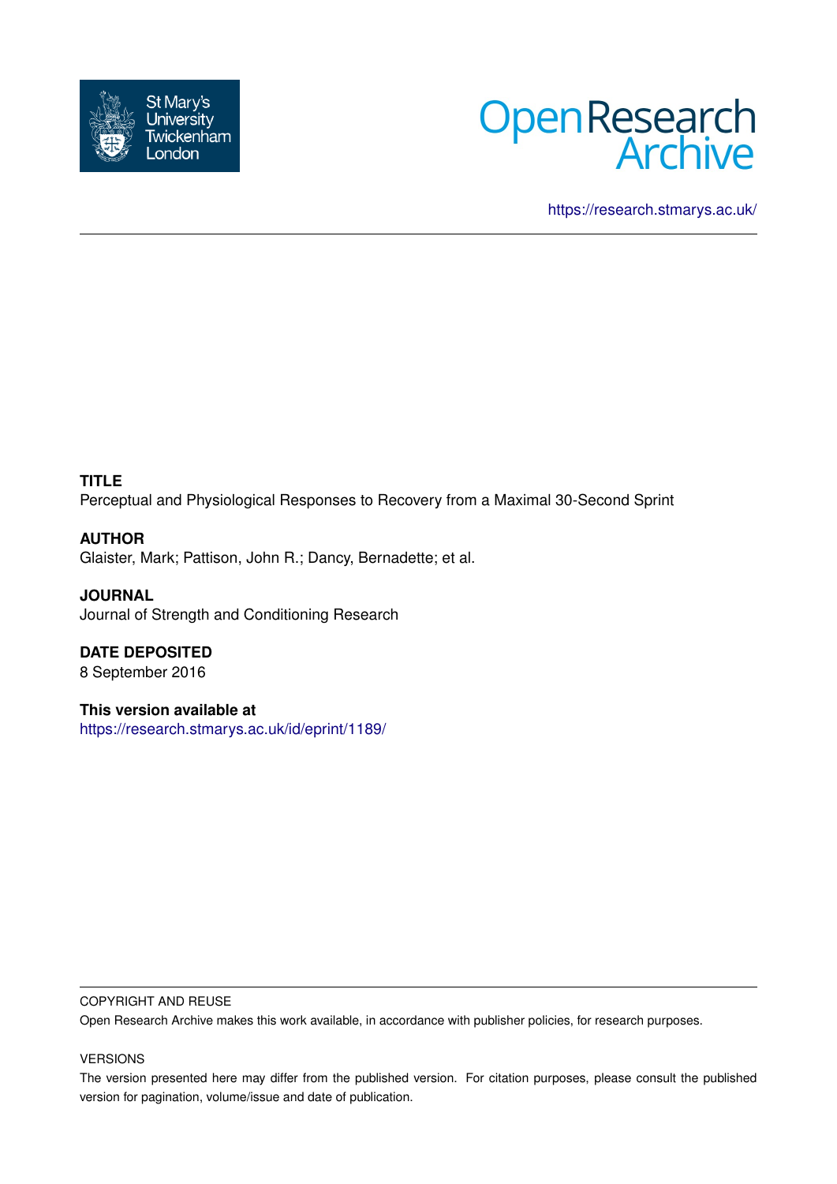St Mary's University Twickenham London

Open Research Archive

https://research.stmarys.ac.uk/

**TITLE**

Perceptual and Physiological Responses to Recovery from a Maximal 30-Second Sprint

**AUTHOR**

Glaister, Mark; Pattison, John R.; Dancy, Bernadette; et al.

**JOURNAL**

Journal of Strength and Conditioning Research

**DATE DEPOSITED**

8 September 2016

**This version available at**

https://research.stmarys.ac.uk/id/eprint/1189/

COPYRIGHT AND REUSE

Open Research Archive makes this work available, in accordance with publisher policies, for research purposes.

VERSIONS

The version presented here may differ from the published version. For citation purposes, please consult the published version for pagination, volume/issue and date of publication.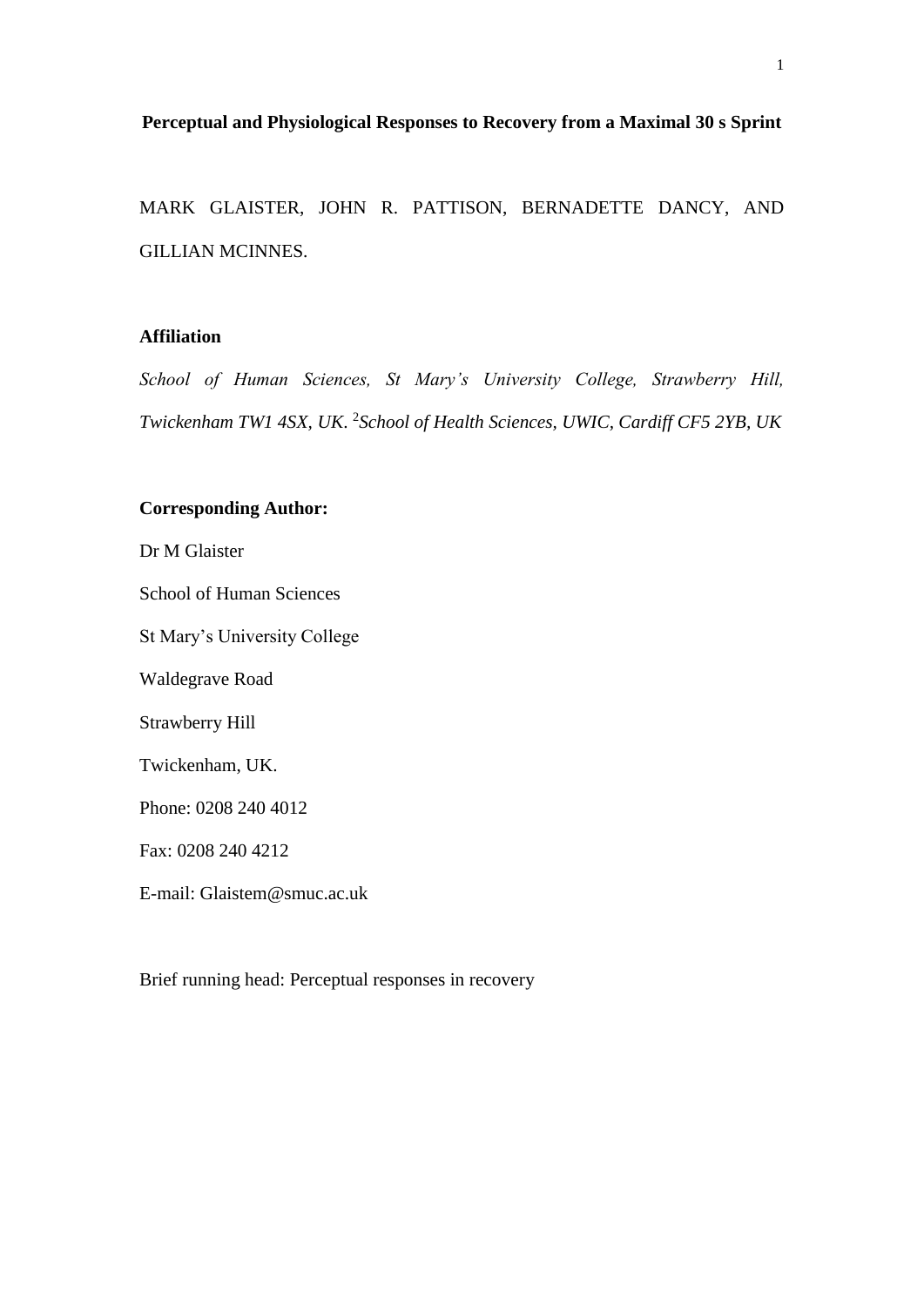**Perceptual and Physiological Responses to Recovery from a Maximal 30 s Sprint**

MARK GLAISTER, JOHN R. PATTISON, BERNADETTE DANCY, AND GILLIAN MCINNES.

**Affiliation**

*School of Human Sciences, St Mary's University College, Strawberry Hill, Twickenham TW1 4SX, UK.* [2]*School of Health Sciences, UWIC, Cardiff CF5 2YB, UK*

**Corresponding Author:**

Dr M Glaister

School of Human Sciences

St Mary's University College

Waldegrave Road

Strawberry Hill

Twickenham, UK.

Phone: 0208 240 4012

Fax: 0208 240 4212

E-mail: Glaistem@smuc.ac.uk

Brief running head: Perceptual responses in recovery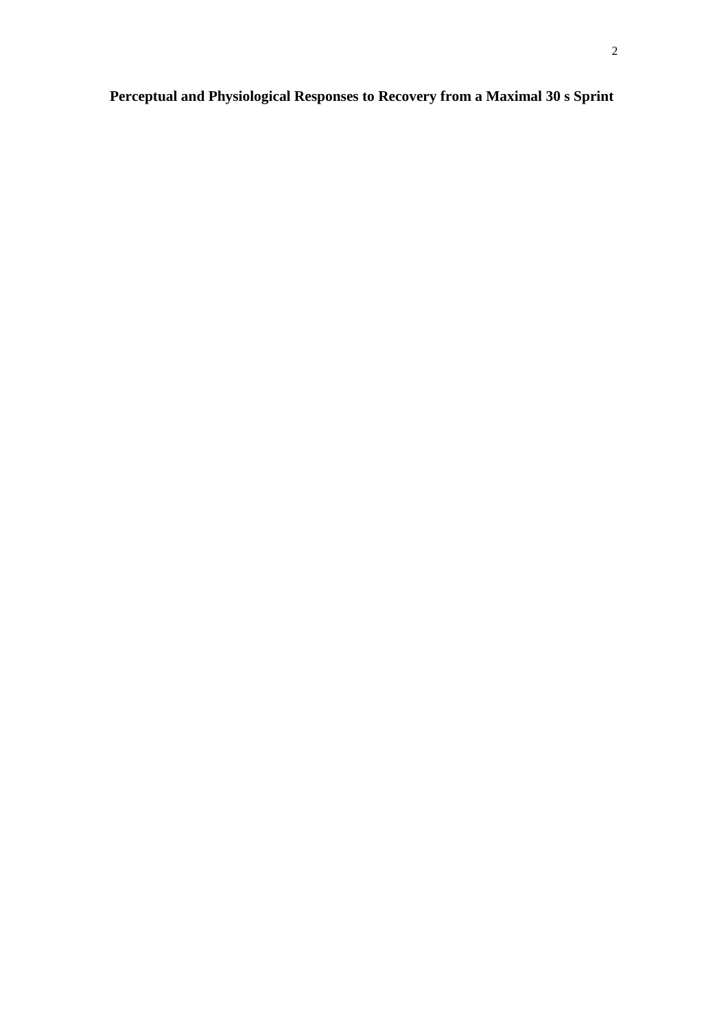# Perceptual and Physiological Responses to Recovery from a Maximal 30 s Sprint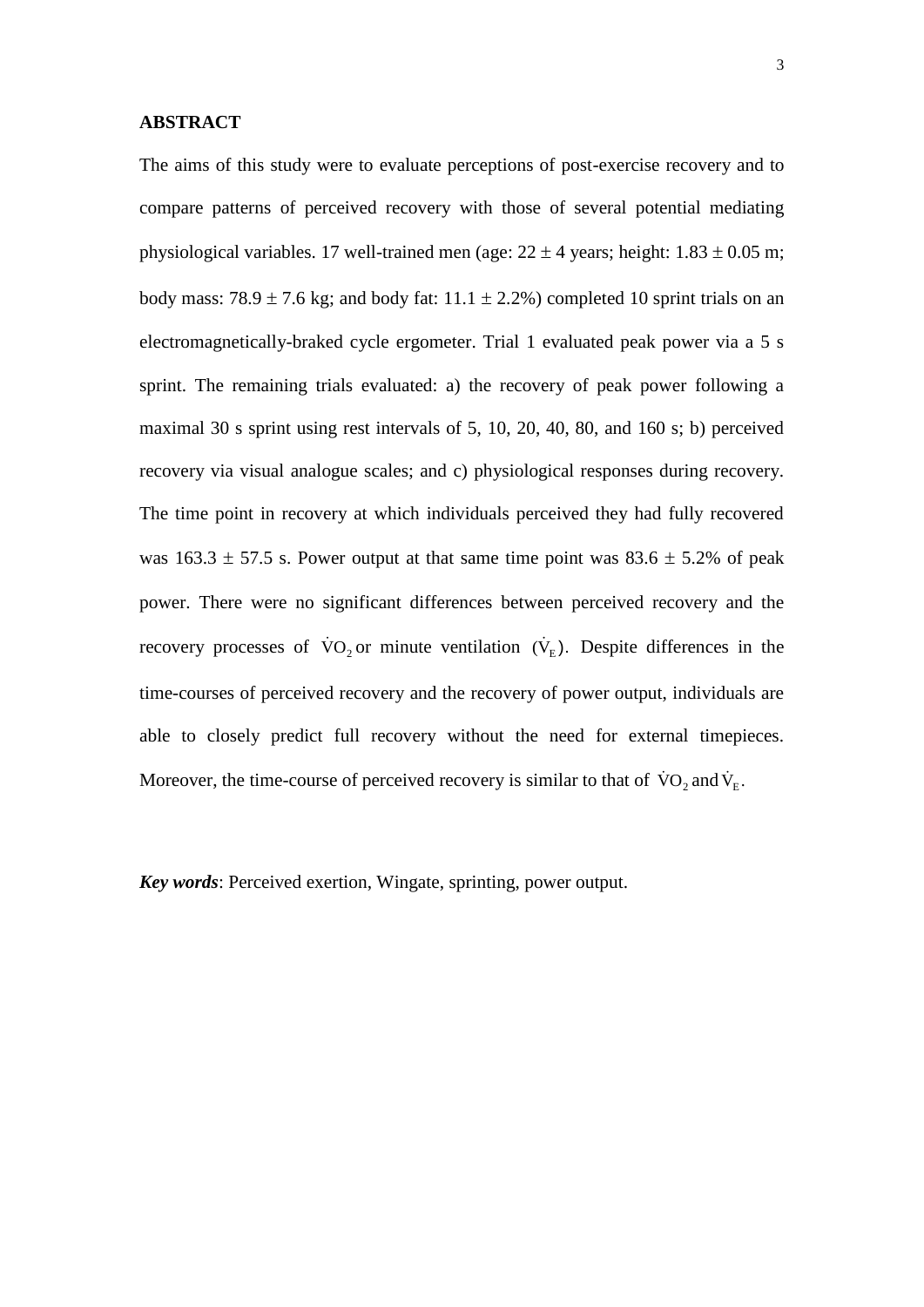## ABSTRACT

The aims of this study were to evaluate perceptions of post-exercise recovery and to compare patterns of perceived recovery with those of several potential mediating physiological variables. 17 well-trained men (age: $22 \pm 4$ years; height: $1.83 \pm 0.05$ m; body mass: $78.9 \pm 7.6$ kg; and body fat: $11.1 \pm 2.2\%$) completed 10 sprint trials on an electromagnetically-braked cycle ergometer. Trial 1 evaluated peak power via a 5 s sprint. The remaining trials evaluated: a) the recovery of peak power following a maximal 30 s sprint using rest intervals of 5, 10, 20, 40, 80, and 160 s; b) perceived recovery via visual analogue scales; and c) physiological responses during recovery. The time point in recovery at which individuals perceived they had fully recovered was $163.3 \pm 57.5$ s. Power output at that same time point was $83.6 \pm 5.2\%$ of peak power. There were no significant differences between perceived recovery and the recovery processes of $\dot{V}O_2$ or minute ventilation ($\dot{V}_E$). Despite differences in the time-courses of perceived recovery and the recovery of power output, individuals are able to closely predict full recovery without the need for external timepieces. Moreover, the time-course of perceived recovery is similar to that of $\dot{V}O_2$ and $\dot{V}_E$.

***Key words***: Perceived exertion, Wingate, sprinting, power output.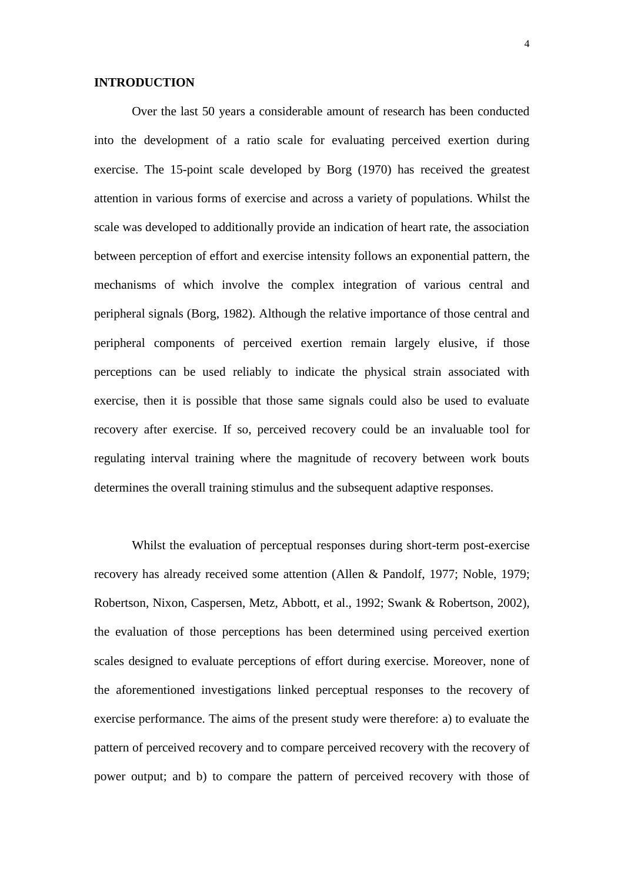## INTRODUCTION

Over the last 50 years a considerable amount of research has been conducted into the development of a ratio scale for evaluating perceived exertion during exercise. The 15-point scale developed by Borg (1970) has received the greatest attention in various forms of exercise and across a variety of populations. Whilst the scale was developed to additionally provide an indication of heart rate, the association between perception of effort and exercise intensity follows an exponential pattern, the mechanisms of which involve the complex integration of various central and peripheral signals (Borg, 1982). Although the relative importance of those central and peripheral components of perceived exertion remain largely elusive, if those perceptions can be used reliably to indicate the physical strain associated with exercise, then it is possible that those same signals could also be used to evaluate recovery after exercise. If so, perceived recovery could be an invaluable tool for regulating interval training where the magnitude of recovery between work bouts determines the overall training stimulus and the subsequent adaptive responses.

Whilst the evaluation of perceptual responses during short-term post-exercise recovery has already received some attention (Allen & Pandolf, 1977; Noble, 1979; Robertson, Nixon, Caspersen, Metz, Abbott, et al., 1992; Swank & Robertson, 2002), the evaluation of those perceptions has been determined using perceived exertion scales designed to evaluate perceptions of effort during exercise. Moreover, none of the aforementioned investigations linked perceptual responses to the recovery of exercise performance. The aims of the present study were therefore: a) to evaluate the pattern of perceived recovery and to compare perceived recovery with the recovery of power output; and b) to compare the pattern of perceived recovery with those of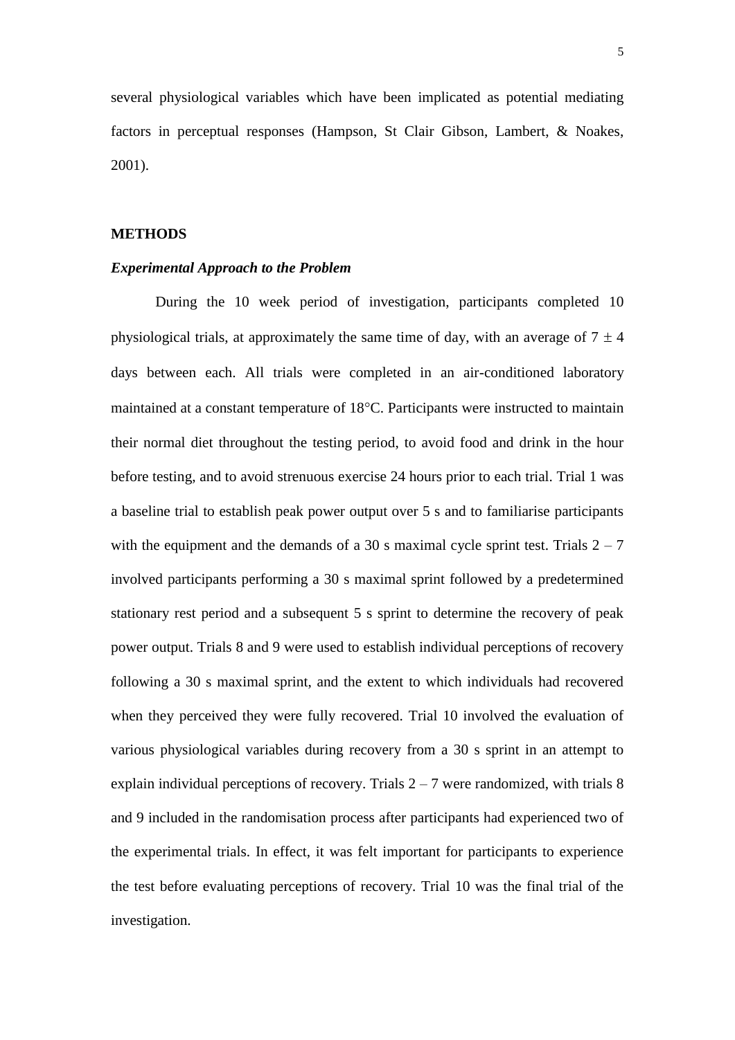several physiological variables which have been implicated as potential mediating factors in perceptual responses (Hampson, St Clair Gibson, Lambert, & Noakes, 2001).

## METHODS

### *Experimental Approach to the Problem*

During the 10 week period of investigation, participants completed 10 physiological trials, at approximately the same time of day, with an average of $7 \pm 4$ days between each. All trials were completed in an air-conditioned laboratory maintained at a constant temperature of 18°C. Participants were instructed to maintain their normal diet throughout the testing period, to avoid food and drink in the hour before testing, and to avoid strenuous exercise 24 hours prior to each trial. Trial 1 was a baseline trial to establish peak power output over 5 s and to familiarise participants with the equipment and the demands of a 30 s maximal cycle sprint test. Trials 2 – 7 involved participants performing a 30 s maximal sprint followed by a predetermined stationary rest period and a subsequent 5 s sprint to determine the recovery of peak power output. Trials 8 and 9 were used to establish individual perceptions of recovery following a 30 s maximal sprint, and the extent to which individuals had recovered when they perceived they were fully recovered. Trial 10 involved the evaluation of various physiological variables during recovery from a 30 s sprint in an attempt to explain individual perceptions of recovery. Trials 2 – 7 were randomized, with trials 8 and 9 included in the randomisation process after participants had experienced two of the experimental trials. In effect, it was felt important for participants to experience the test before evaluating perceptions of recovery. Trial 10 was the final trial of the investigation.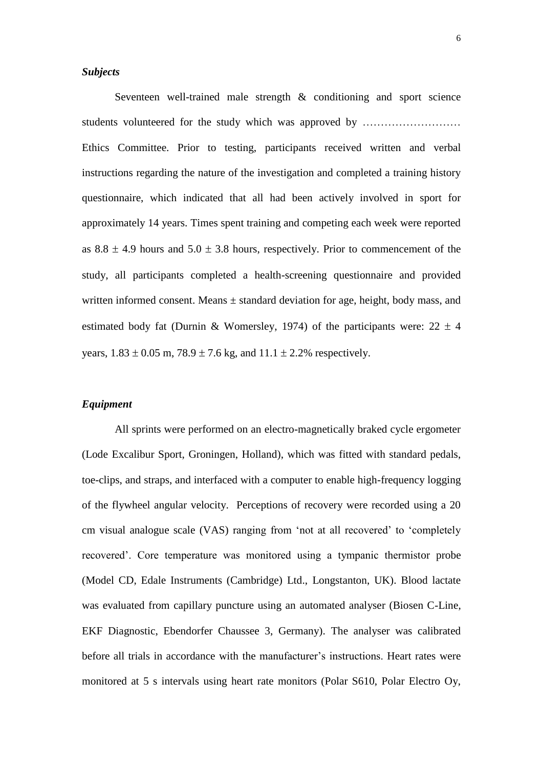### *Subjects*

Seventeen well-trained male strength & conditioning and sport science students volunteered for the study which approved by ……………………… Ethics Committee. Prior to testing, participants received written and verbal instructions regarding the nature of the investigation and completed a training history questionnaire, which indicated that all had been actively involved in sport for approximately 14 years. Times spent training and competing each week were reported as $8.8 \pm 4.9$ hours and $5.0 \pm 3.8$ hours, respectively. Prior to commencement of the study, all participants completed a health-screening questionnaire and provided written informed consent. Means ± standard deviation for age, height, body mass, and estimated body fat (Durnin & Womersley, 1974) of the participants were: $22 \pm 4$ years, $1.83 \pm 0.05$ m, $78.9 \pm 7.6$ kg, and $11.1 \pm 2.2$% respectively.

### *Equipment*

All sprints were performed on an electro-magnetically braked cycle ergometer (Lode Excalibur Sport, Groningen, Holland), which was fitted with standard pedals, toe-clips, and straps, and interfaced with a computer to enable high-frequency logging of the flywheel angular velocity. Perceptions of recovery were recorded using a 20 cm visual analogue scale (VAS) ranging from 'not at all recovered' to 'completely recovered'. Core temperature was monitored using a tympanic thermistor probe (Model CD, Edale Instruments (Cambridge) Ltd., Longstanton, UK). Blood lactate was evaluated from capillary puncture using an automated analyser (Biosen C-Line, EKF Diagnostic, Ebendorfer Chaussee 3, Germany). The analyser was calibrated before all trials in accordance with the manufacturer's instructions. Heart rates were monitored at 5 s intervals using heart rate monitors (Polar S610, Polar Electro Oy,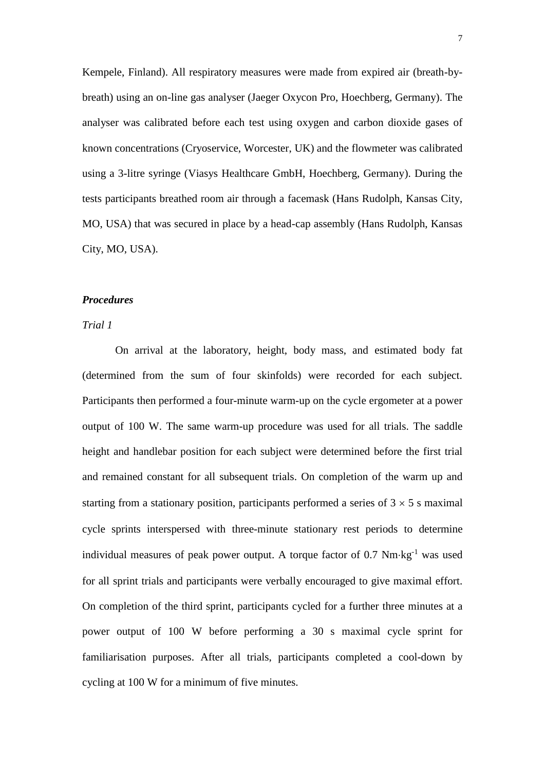Kempele, Finland). All respiratory measures were made from expired air (breath-by-breath) using an on-line gas analyser (Jaeger Oxycon Pro, Hoechberg, Germany). The analyser was calibrated before each test using oxygen and carbon dioxide gases of known concentrations (Cryoservice, Worcester, UK) and the flowmeter was calibrated using a 3-litre syringe (Viasys Healthcare GmbH, Hoechberg, Germany). During the tests participants breathed room air through a facemask (Hans Rudolph, Kansas City, MO, USA) that was secured in place by a head-cap assembly (Hans Rudolph, Kansas City, MO, USA).

### ***Procedures***

*Trial 1*

On arrival at the laboratory, height, body mass, and estimated body fat (determined from the sum of four skinfolds) were recorded for each subject. Participants then performed a four-minute warm-up on the cycle ergometer at a power output of 100 W. The same warm-up procedure was used for all trials. The saddle height and handlebar position for each subject were determined before the first trial and remained constant for all subsequent trials. On completion of the warm up and starting from a stationary position, participants performed a series of $3 \times 5$ s maximal cycle sprints interspersed with three-minute stationary rest periods to determine individual measures of peak power output. A torque factor of 0.7 $Nm \cdot kg^{-1}$ was used for all sprint trials and participants were verbally encouraged to give maximal effort. On completion of the third sprint, participants cycled for a further three minutes at a power output of 100 W before performing a 30 s maximal cycle sprint for familiarisation purposes. After all trials, participants completed a cool-down by cycling at 100 W for a minimum of five minutes.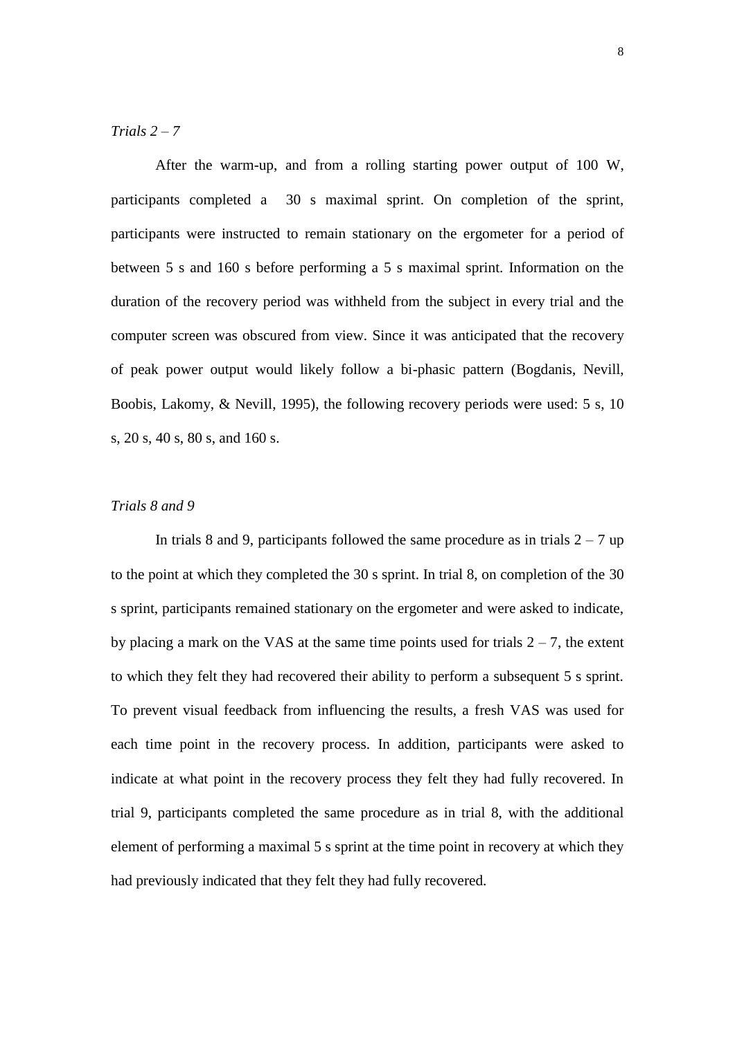*Trials 2 – 7*

After the warm-up, and from a rolling starting power output of 100 W, participants completed a 30 s maximal sprint. On completion of the sprint, participants were instructed to remain stationary on the ergometer for a period of between 5 s and 160 s before performing a 5 s maximal sprint. Information on the duration of the recovery period was withheld from the subject in every trial and the computer screen was obscured from view. Since it was anticipated that the recovery of peak power output would likely follow a bi-phasic pattern (Bogdanis, Nevill, Boobis, Lakomy, & Nevill, 1995), the following recovery periods were used: 5 s, 10 s, 20 s, 40 s, 80 s, and 160 s.

*Trials 8 and 9*

In trials 8 and 9, participants followed the same procedure as in trials 2 – 7 up to the point at which they completed the 30 s sprint. In trial 8, on completion of the 30 s sprint, participants remained stationary on the ergometer and were asked to indicate, by placing a mark on the VAS at the same time points used for trials 2 – 7, the extent to which they felt they had recovered their ability to perform a subsequent 5 s sprint. To prevent visual feedback from influencing the results, a fresh VAS was used for each time point in the recovery process. In addition, participants were asked to indicate at what point in the recovery process they felt they had fully recovered. In trial 9, participants completed the same procedure as in trial 8, with the additional element of performing a maximal 5 s sprint at the time point in recovery at which they had previously indicated that they felt they had fully recovered.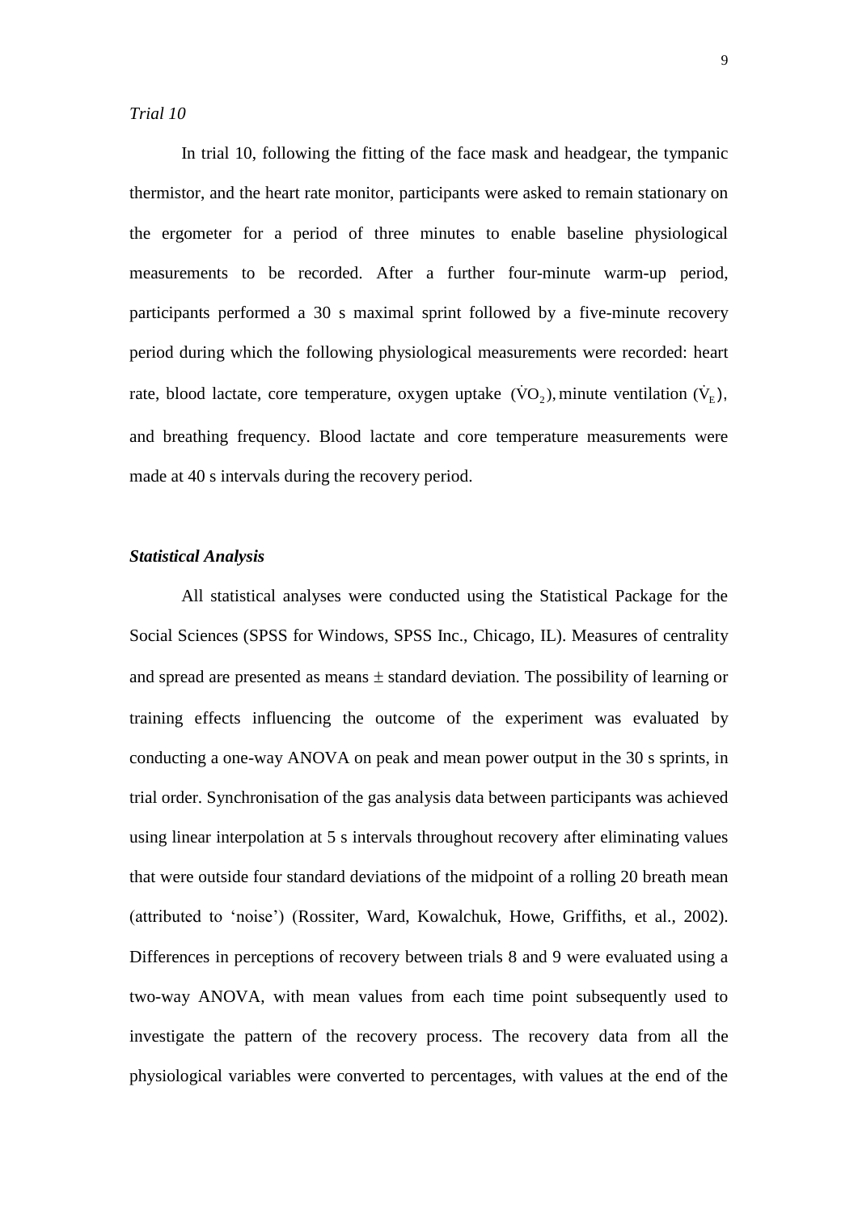*Trial 10*

In trial 10, following the fitting of the face mask and headgear, the tympanic thermistor, and the heart rate monitor, participants were asked to remain stationary on the ergometer for a period of three minutes to enable baseline physiological measurements to be recorded. After a further four-minute warm-up period, participants performed a 30 s maximal sprint followed by a five-minute recovery period during which the following physiological measurements were recorded: heart rate, blood lactate, core temperature, oxygen uptake $(\dot{V}O_2)$, minute ventilation $(\dot{V}_E)$, and breathing frequency. Blood lactate and core temperature measurements were made at 40 s intervals during the recovery period.

### *Statistical Analysis*

All statistical analyses were conducted using the Statistical Package for the Social Sciences (SPSS for Windows, SPSS Inc., Chicago, IL). Measures of centrality and spread are presented as means $\pm$ standard deviation. The possibility of learning or training effects influencing the outcome of the experiment was evaluated by conducting a one-way ANOVA on peak and mean power output in the 30 s sprints, in trial order. Synchronisation of the gas analysis data between participants was achieved using linear interpolation at 5 s intervals throughout recovery after eliminating values that were outside four standard deviations of the midpoint of a rolling 20 breath mean (attributed to 'noise') (Rossiter, Ward, Kowalchuk, Howe, Griffiths, et al., 2002). Differences in perceptions of recovery between trials 8 and 9 were evaluated using a two-way ANOVA, with mean values from each time point subsequently used to investigate the pattern of the recovery process. The recovery data from all the physiological variables were converted to percentages, with values at the end of the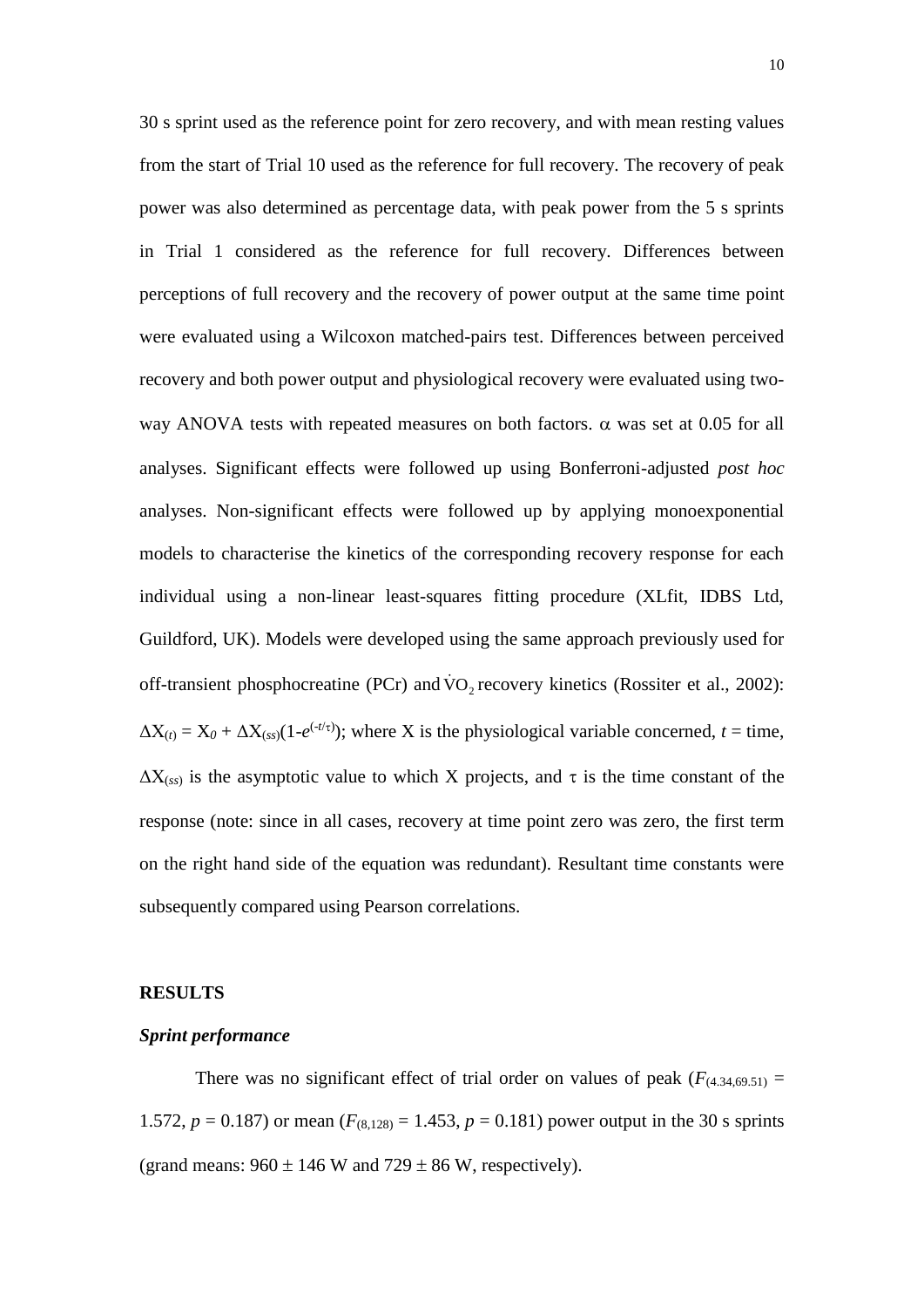30 s sprint used as the reference point for zero recovery, and with mean resting values from the start of Trial 10 used as the reference for full recovery. The recovery of peak power was also determined as percentage data, with peak power from the 5 s sprints in Trial 1 considered as the reference for full recovery. Differences between perceptions of full recovery and the recovery of power output at the same time point were evaluated using a Wilcoxon matched-pairs test. Differences between perceived recovery and both power output and physiological recovery were evaluated using two-way ANOVA tests with repeated measures on both factors. $\alpha$ was set at 0.05 for all analyses. Significant effects were followed up using Bonferroni-adjusted *post hoc* analyses. Non-significant effects were followed up by applying monoexponential models to characterise the kinetics of the corresponding recovery response for each individual using a non-linear least-squares fitting procedure (XLfit, IDBS Ltd, Guildford, UK). Models were developed using the same approach previously used for off-transient phosphocreatine (PCr) and $\dot{V}O_2$ recovery kinetics (Rossiter et al., 2002): $\Delta X_{(t)} = X_0 + \Delta X_{(ss)}(1\text{-}e^{(-t/\tau)})$; where X is the physiological variable concerned, $t$ = time, $\Delta X_{(ss)}$ is the asymptotic value to which X projects, and $\tau$ is the time constant of the response (note: since in all cases, recovery at time point zero was zero, the first term on the right hand side of the equation was redundant). Resultant time constants were subsequently compared using Pearson correlations.

## RESULTS

### *Sprint performance*

There was no significant effect of trial order on values of peak ($F_{(4.34,69.51)}$ = 1.572, $p$ = 0.187) or mean ($F_{(8,128)}$ = 1.453, $p$ = 0.181) power output in the 30 s sprints (grand means: 960 $\pm$ 146 W and 729 $\pm$ 86 W, respectively).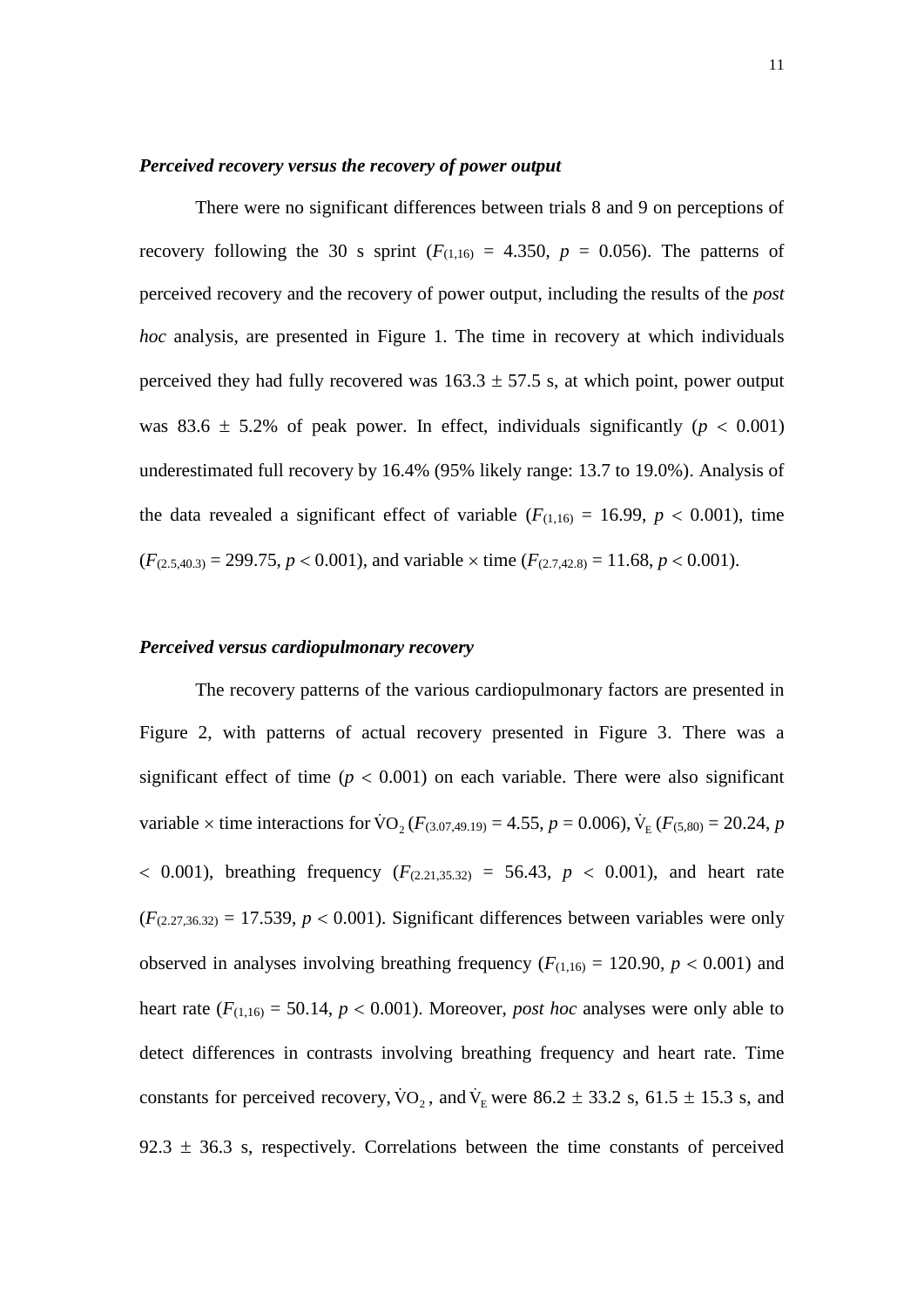### *Perceived recovery versus the recovery of power output*

There were no significant differences between trials 8 and 9 on perceptions of recovery following the 30 s sprint ($F_{(1,16)} = 4.350$, $p = 0.056$). The patterns of perceived recovery and the recovery of power output, including the results of the *post hoc* analysis, are presented in Figure 1. The time in recovery at which individuals perceived they had fully recovered was $163.3 \pm 57.5$ s, at which point, power output was $83.6 \pm 5.2\%$ of peak power. In effect, individuals significantly ($p < 0.001$) underestimated full recovery by 16.4% (95% likely range: 13.7 to 19.0%). Analysis of the data revealed a significant effect of variable ($F_{(1,16)} = 16.99$, $p < 0.001$), time ($F_{(2.5,40.3)} = 299.75$, $p < 0.001$), and variable $\times$ time ($F_{(2.7,42.8)} = 11.68$, $p < 0.001$).

### *Perceived versus cardiopulmonary recovery*

The recovery patterns of the various cardiopulmonary factors are presented in Figure 2, with patterns of actual recovery presented in Figure 3. There was a significant effect of time ($p < 0.001$) on each variable. There were also significant variable $\times$ time interactions for $\dot{V}O_2$ ($F_{(3.07,49.19)} = 4.55$, $p = 0.006$), $\dot{V}_E$ ($F_{(5,80)} = 20.24$, $p < 0.001$), breathing frequency ($F_{(2.21,35.32)} = 56.43$, $p < 0.001$), and heart rate ($F_{(2.27,36.32)} = 17.539$, $p < 0.001$). Significant differences between variables were only observed in analyses involving breathing frequency ($F_{(1,16)} = 120.90$, $p < 0.001$) and heart rate ($F_{(1,16)} = 50.14$, $p < 0.001$). Moreover, *post hoc* analyses were only able to detect differences in contrasts involving breathing frequency and heart rate. Time constants for perceived recovery, $\dot{V}O_2$, and $\dot{V}_E$ were $86.2 \pm 33.2$ s, $61.5 \pm 15.3$ s, and $92.3 \pm 36.3$ s, respectively. Correlations between the time constants of perceived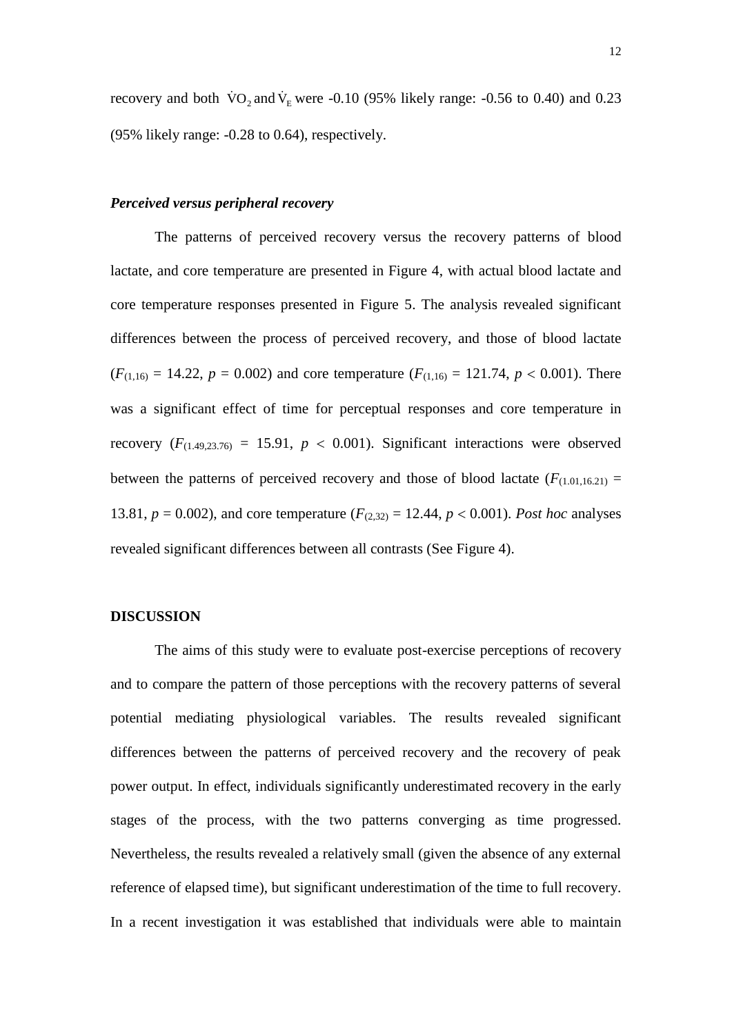recovery and both $\dot{V}O_2$ and $\dot{V}_E$ were -0.10 (95% likely range: -0.56 to 0.40) and 0.23 (95% likely range: -0.28 to 0.64), respectively.

### *Perceived versus peripheral recovery*

The patterns of perceived recovery versus the recovery patterns of blood lactate, and core temperature are presented in Figure 4, with actual blood lactate and core temperature responses presented in Figure 5. The analysis revealed significant differences between the process of perceived recovery, and those of blood lactate ($F_{(1,16)} = 14.22$, $p = 0.002$) and core temperature ($F_{(1,16)} = 121.74$, $p < 0.001$). There was a significant effect of time for perceptual responses and core temperature in recovery ($F_{(1.49,23.76)} = 15.91$, $p < 0.001$). Significant interactions were observed between the patterns of perceived recovery and those of blood lactate ($F_{(1.01,16.21)} = 13.81$, $p = 0.002$), and core temperature ($F_{(2,32)} = 12.44$, $p < 0.001$). *Post hoc* analyses revealed significant differences between all contrasts (See Figure 4).

## DISCUSSION

The aims of this study were to evaluate post-exercise perceptions of recovery and to compare the pattern of those perceptions with the recovery patterns of several potential mediating physiological variables. The results revealed significant differences between the patterns of perceived recovery and the recovery of peak power output. In effect, individuals significantly underestimated recovery in the early stages of the process, with the two patterns converging as time progressed. Nevertheless, the results revealed a relatively small (given the absence of any external reference of elapsed time), but significant underestimation of the time to full recovery. In a recent investigation it was established that individuals were able to maintain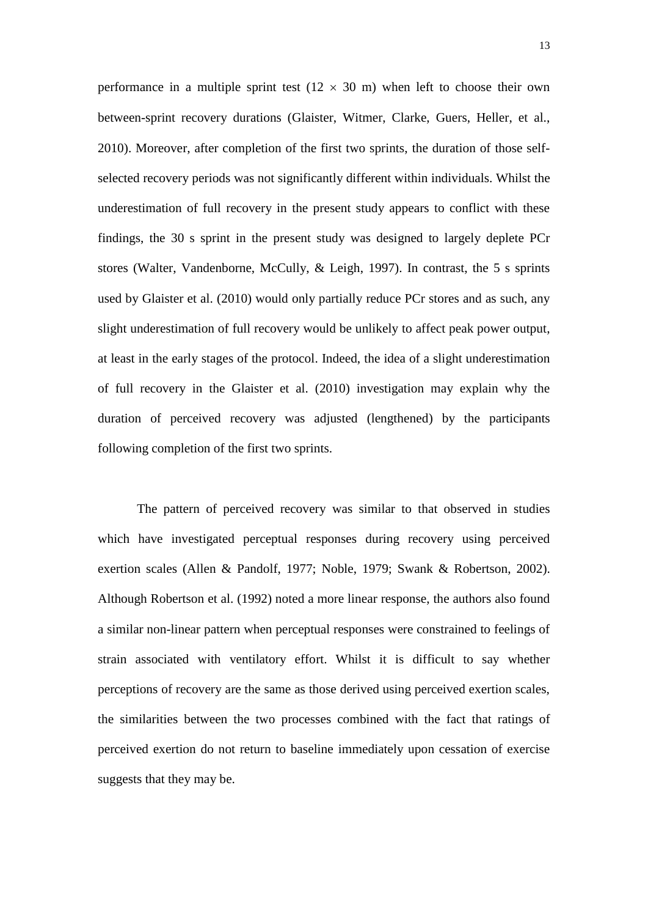performance in a multiple sprint test ($12 \times 30$ m) when left to choose their own between-sprint recovery durations (Glaister, Witmer, Clarke, Guers, Heller, et al., 2010). Moreover, after completion of the first two sprints, the duration of those self-selected recovery periods was not significantly different within individuals. Whilst the underestimation of full recovery in the present study appears to conflict with these findings, the 30 s sprint in the present study was designed to largely deplete PCr stores (Walter, Vandenborne, McCully, & Leigh, 1997). In contrast, the 5 s sprints used by Glaister et al. (2010) would only partially reduce PCr stores and as such, any slight underestimation of full recovery would be unlikely to affect peak power output, at least in the early stages of the protocol. Indeed, the idea of a slight underestimation of full recovery in the Glaister et al. (2010) investigation may explain why the duration of perceived recovery was adjusted (lengthened) by the participants following completion of the first two sprints.

The pattern of perceived recovery was similar to that observed in studies which have investigated perceptual responses during recovery using perceived exertion scales (Allen & Pandolf, 1977; Noble, 1979; Swank & Robertson, 2002). Although Robertson et al. (1992) noted a more linear response, the authors also found a similar non-linear pattern when perceptual responses were constrained to feelings of strain associated with ventilatory effort. Whilst it is difficult to say whether perceptions of recovery are the same as those derived using perceived exertion scales, the similarities between the two processes combined with the fact that ratings of perceived exertion do not return to baseline immediately upon cessation of exercise suggests that they may be.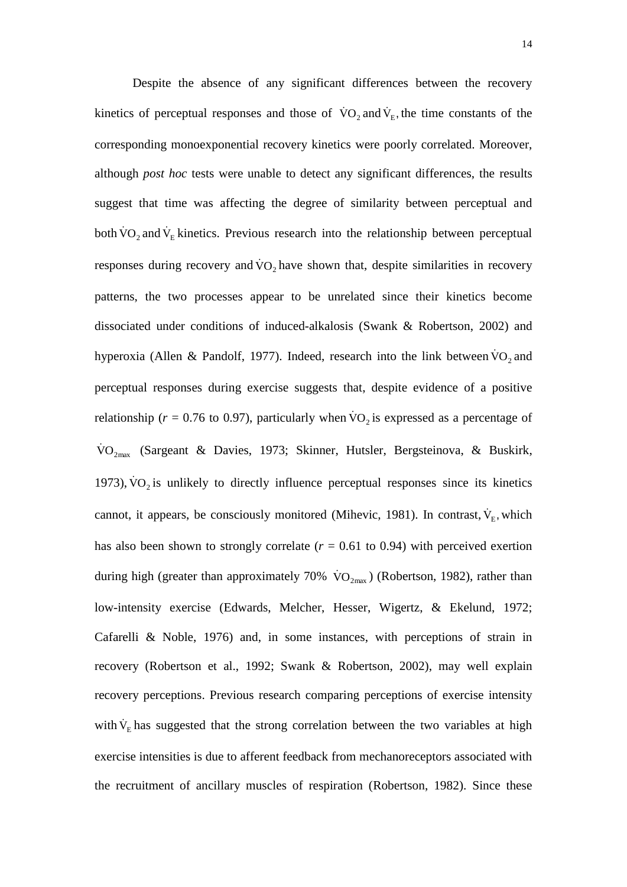Despite the absence of any significant differences between the recovery kinetics of perceptual responses and those of $\dot{V}O_2$ and $\dot{V}_E$, the time constants of the corresponding monoexponential recovery kinetics were poorly correlated. Moreover, although *post hoc* tests were unable to detect any significant differences, the results suggest that time was affecting the degree of similarity between perceptual and both $\dot{V}O_2$ and $\dot{V}_E$ kinetics. Previous research into the relationship between perceptual responses during recovery and $\dot{V}O_2$ have shown that, despite similarities in recovery patterns, the two processes appear to be unrelated since their kinetics become dissociated under conditions of induced-alkalosis (Swank & Robertson, 2002) and hyperoxia (Allen & Pandolf, 1977). Indeed, research into the link between $\dot{V}O_2$ and perceptual responses during exercise suggests that, despite evidence of a positive relationship ($r$ = 0.76 to 0.97), particularly when $\dot{V}O_2$ is expressed as a percentage of $\dot{V}O_{2max}$ (Sargeant & Davies, 1973; Skinner, Hutsler, Bergsteinova, & Buskirk, 1973), $\dot{V}O_2$ is unlikely to directly influence perceptual responses since its kinetics cannot, it appears, be consciously monitored (Mihevic, 1981). In contrast, $\dot{V}_E$, which has also been shown to strongly correlate ($r$ = 0.61 to 0.94) with perceived exertion during high (greater than approximately 70% $\dot{V}O_{2max}$) (Robertson, 1982), rather than low-intensity exercise (Edwards, Melcher, Hesser, Wigertz, & Ekelund, 1972; Cafarelli & Noble, 1976) and, in some instances, with perceptions of strain in recovery (Robertson et al., 1992; Swank & Robertson, 2002), may well explain recovery perceptions. Previous research comparing perceptions of exercise intensity with $\dot{V}_E$ has suggested that the strong correlation between the two variables at high exercise intensities is due to afferent feedback from mechanoreceptors associated with the recruitment of ancillary muscles of respiration (Robertson, 1982). Since these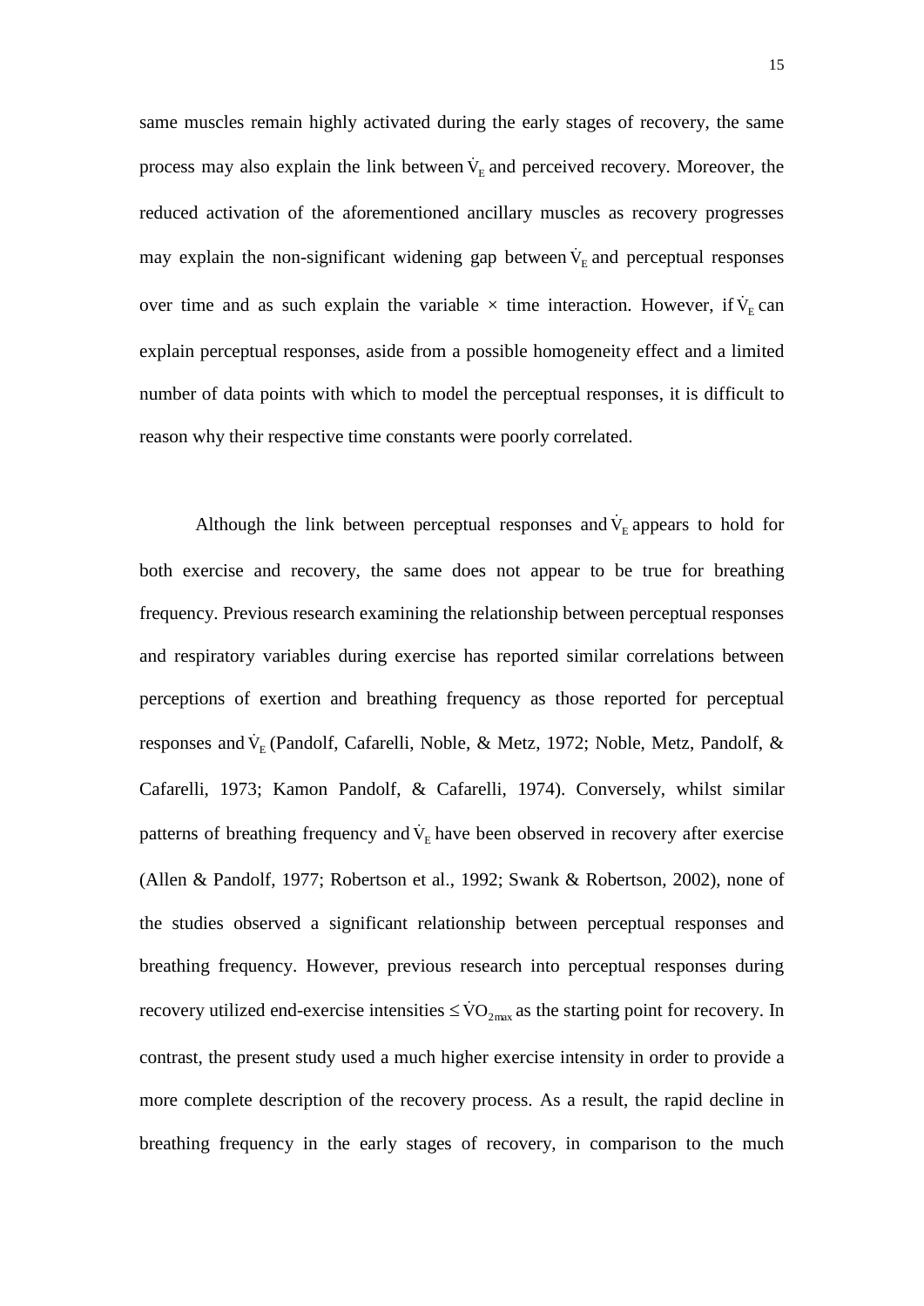same muscles remain highly activated during the early stages of recovery, the same process may also explain the link between $\dot{V}_E$ and perceived recovery. Moreover, the reduced activation of the aforementioned ancillary muscles as recovery progresses may explain the non-significant widening gap between $\dot{V}_E$ and perceptual responses over time and as such explain the variable × time interaction. However, if $\dot{V}_E$ can explain perceptual responses, aside from a possible homogeneity effect and a limited number of data points with which to model the perceptual responses, it is difficult to reason why their respective time constants were poorly correlated.

Although the link between perceptual responses and $\dot{V}_E$ appears to hold for both exercise and recovery, the same does not appear to be true for breathing frequency. Previous research examining the relationship between perceptual responses and respiratory variables during exercise has reported similar correlations between perceptions of exertion and breathing frequency as those reported for perceptual responses and $\dot{V}_E$ (Pandolf, Cafarelli, Noble, & Metz, 1972; Noble, Metz, Pandolf, & Cafarelli, 1973; Kamon Pandolf, & Cafarelli, 1974). Conversely, whilst similar patterns of breathing frequency and $\dot{V}_E$ have been observed in recovery after exercise (Allen & Pandolf, 1977; Robertson et al., 1992; Swank & Robertson, 2002), none of the studies observed a significant relationship between perceptual responses and breathing frequency. However, previous research into perceptual responses during recovery utilized end-exercise intensities $\leq \dot{V}O_{2max}$ as the starting point for recovery. In contrast, the present study used a much higher exercise intensity in order to provide a more complete description of the recovery process. As a result, the rapid decline in breathing frequency in the early stages of recovery, in comparison to the much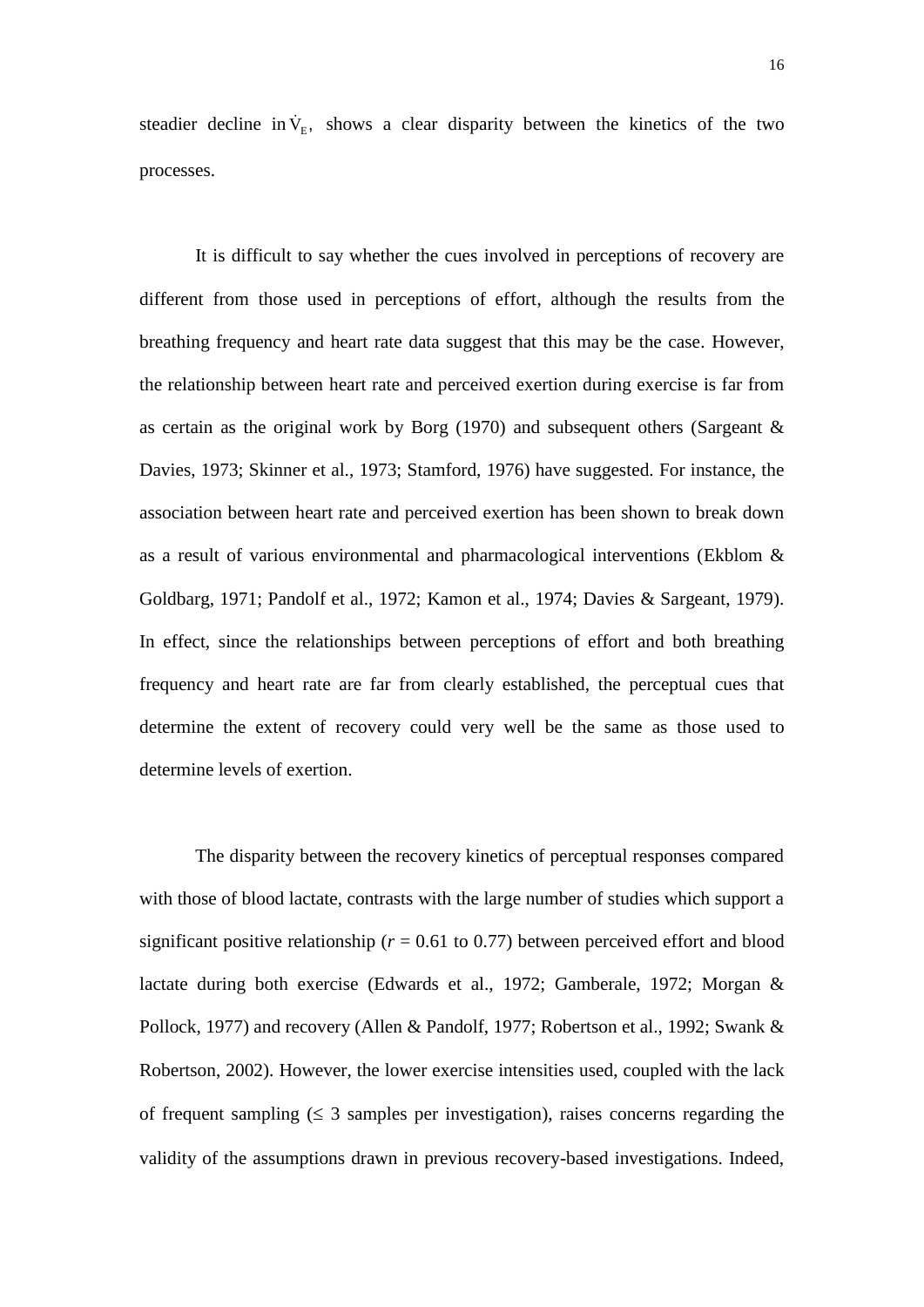steadier decline in $\dot{V}_E$, shows a clear disparity between the kinetics of the two processes.

It is difficult to say whether the cues involved in perceptions of recovery are different from those used in perceptions of effort, although the results from the breathing frequency and heart rate data suggest that this may be the case. However, the relationship between heart rate and perceived exertion during exercise is far from as certain as the original work by Borg (1970) and subsequent others (Sargeant & Davies, 1973; Skinner et al., 1973; Stamford, 1976) have suggested. For instance, the association between heart rate and perceived exertion has been shown to break down as a result of various environmental and pharmacological interventions (Ekblom & Goldbarg, 1971; Pandolf et al., 1972; Kamon et al., 1974; Davies & Sargeant, 1979). In effect, since the relationships between perceptions of effort and both breathing frequency and heart rate are far from clearly established, the perceptual cues that determine the extent of recovery could very well be the same as those used to determine levels of exertion.

The disparity between the recovery kinetics of perceptual responses compared with those of blood lactate, contrasts with the large number of studies which support a significant positive relationship ($r$ = 0.61 to 0.77) between perceived effort and blood lactate during both exercise (Edwards et al., 1972; Gamberale, 1972; Morgan & Pollock, 1977) and recovery (Allen & Pandolf, 1977; Robertson et al., 1992; Swank & Robertson, 2002). However, the lower exercise intensities used, coupled with the lack of frequent sampling ($\leq$ 3 samples per investigation), raises concerns regarding the validity of the assumptions drawn in previous recovery-based investigations. Indeed,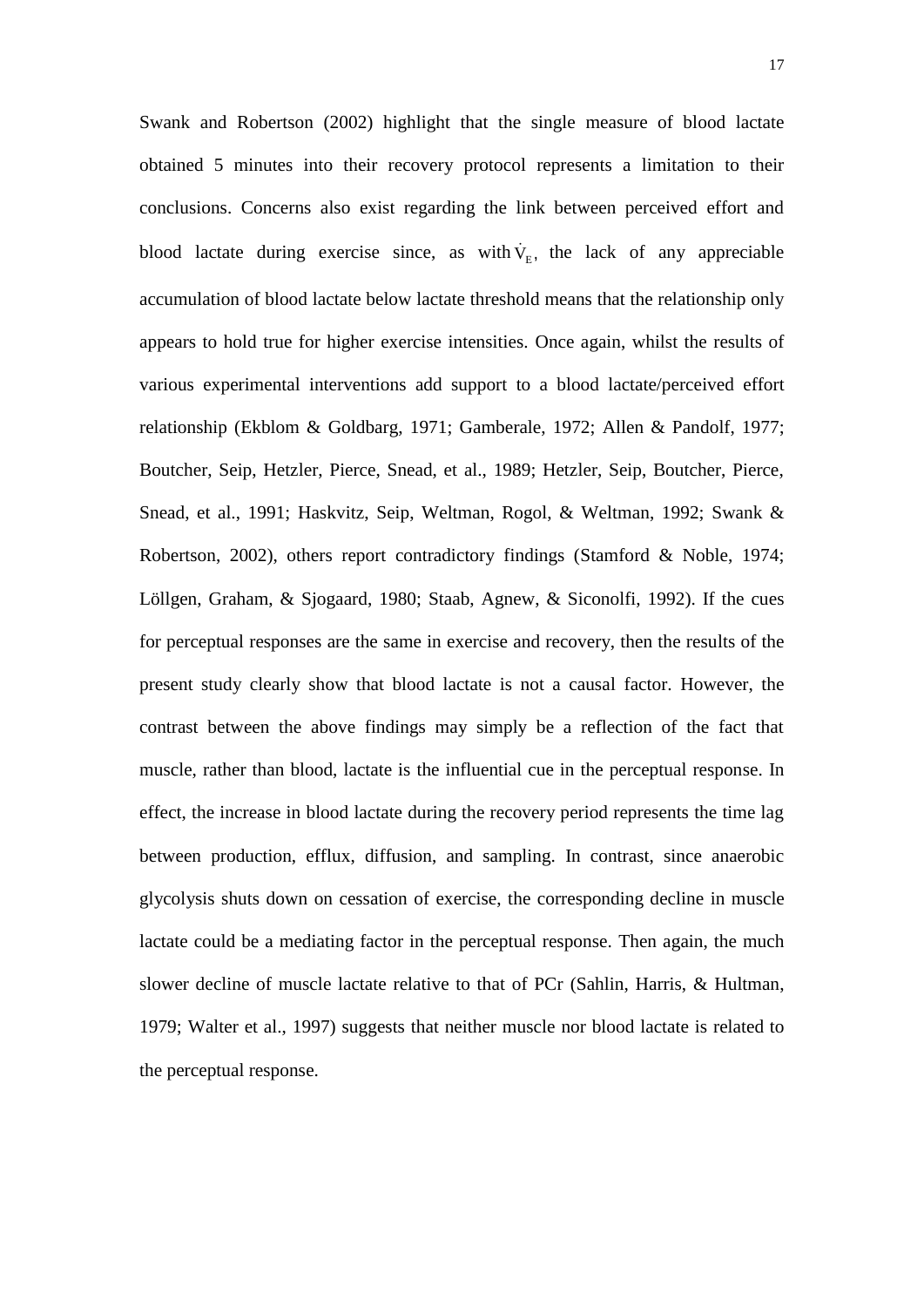Swank and Robertson (2002) highlight that the single measure of blood lactate obtained 5 minutes into their recovery protocol represents a limitation to their conclusions. Concerns also exist regarding the link between perceived effort and blood lactate during exercise since, as with $\dot{V}_E$, the lack of any appreciable accumulation of blood lactate below lactate threshold means that the relationship only appears to hold true for higher exercise intensities. Once again, whilst the results of various experimental interventions add support to a blood lactate/perceived effort relationship (Ekblom & Goldbarg, 1971; Gamberale, 1972; Allen & Pandolf, 1977; Boutcher, Seip, Hetzler, Pierce, Snead, et al., 1989; Hetzler, Seip, Boutcher, Pierce, Snead, et al., 1991; Haskvitz, Seip, Weltman, Rogol, & Weltman, 1992; Swank & Robertson, 2002), others report contradictory findings (Stamford & Noble, 1974; Löllgen, Graham, & Sjogaard, 1980; Staab, Agnew, & Siconolfi, 1992). If the cues for perceptual responses are the same in exercise and recovery, then the results of the present study clearly show that blood lactate is not a causal factor. However, the contrast between the above findings may simply be a reflection of the fact that muscle, rather than blood, lactate is the influential cue in the perceptual response. In effect, the increase in blood lactate during the recovery period represents the time lag between production, efflux, diffusion, and sampling. In contrast, since anaerobic glycolysis shuts down on cessation of exercise, the corresponding decline in muscle lactate could be a mediating factor in the perceptual response. Then again, the much slower decline of muscle lactate relative to that of PCr (Sahlin, Harris, & Hultman, 1979; Walter et al., 1997) suggests that neither muscle nor blood lactate is related to the perceptual response.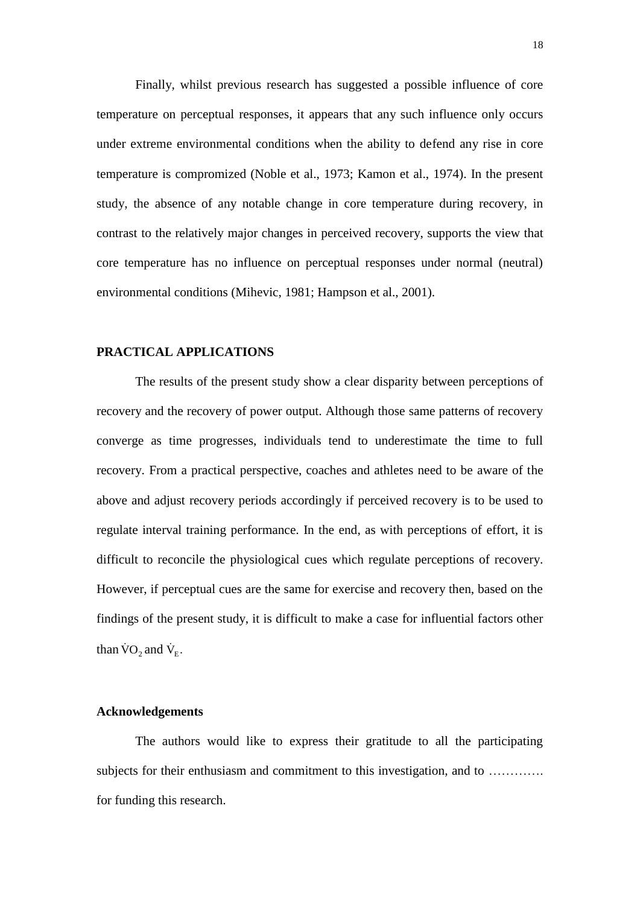Finally, whilst previous research has suggested a possible influence of core temperature on perceptual responses, it appears that any such influence only occurs under extreme environmental conditions when the ability to defend any rise in core temperature is compromized (Noble et al., 1973; Kamon et al., 1974). In the present study, the absence of any notable change in core temperature during recovery, in contrast to the relatively major changes in perceived recovery, supports the view that core temperature has no influence on perceptual responses under normal (neutral) environmental conditions (Mihevic, 1981; Hampson et al., 2001).

## PRACTICAL APPLICATIONS

The results of the present study show a clear disparity between perceptions of recovery and the recovery of power output. Although those same patterns of recovery converge as time progresses, individuals tend to underestimate the time to full recovery. From a practical perspective, coaches and athletes need to be aware of the above and adjust recovery periods accordingly if perceived recovery is to be used to regulate interval training performance. In the end, as with perceptions of effort, it is difficult to reconcile the physiological cues which regulate perceptions of recovery. However, if perceptual cues are the same for exercise and recovery then, based on the findings of the present study, it is difficult to make a case for influential factors other than $\dot{V}O_2$ and $\dot{V}_E$.

### Acknowledgements

The authors would like to express their gratitude to all the participating subjects for their enthusiasm and commitment to this investigation, and to …………. for funding this research.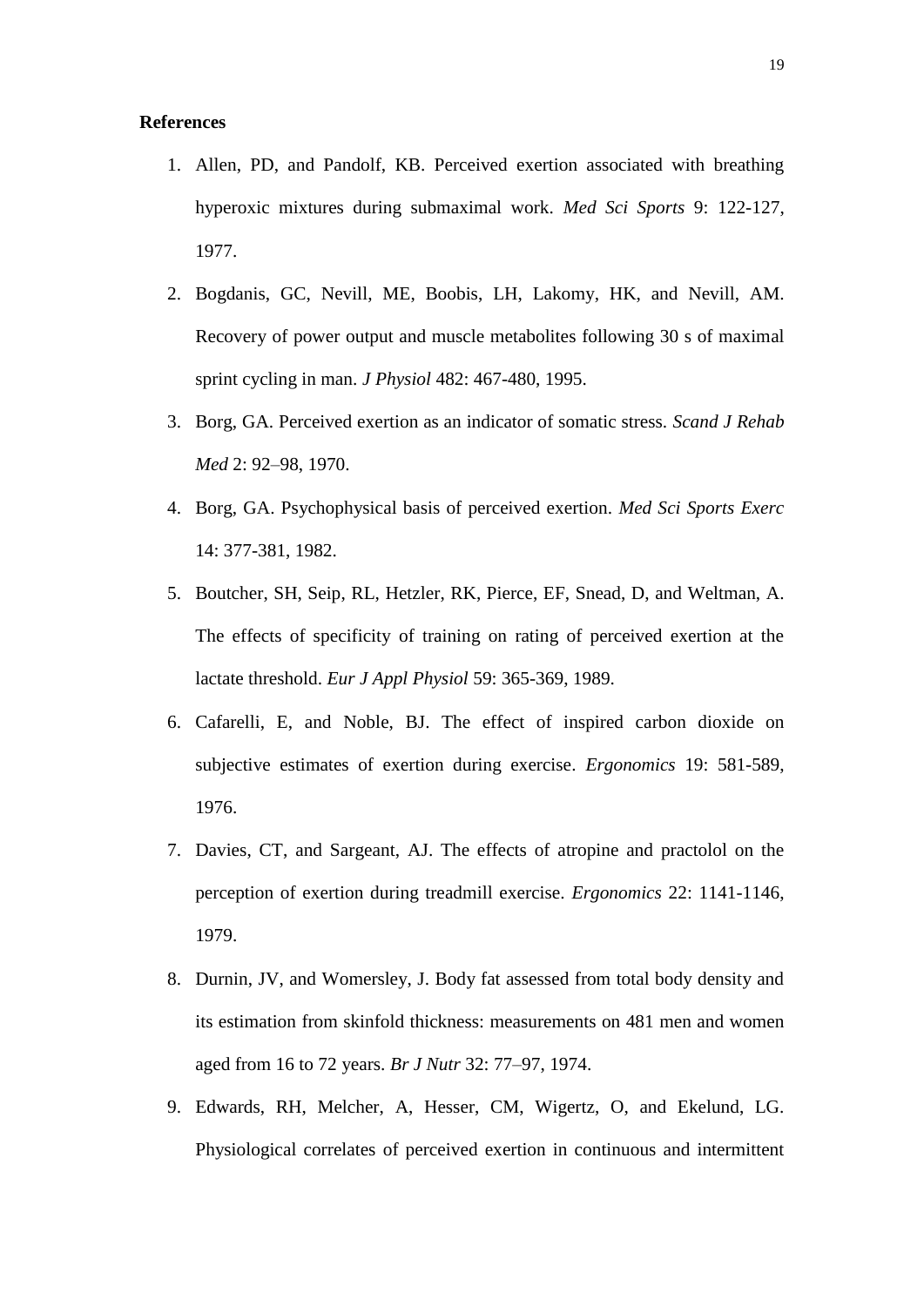**References**

1. Allen, PD, and Pandolf, KB. Perceived exertion associated with breathing hyperoxic mixtures during submaximal work. *Med Sci Sports* 9: 122-127, 1977.
2. Bogdanis, GC, Nevill, ME, Boobis, LH, Lakomy, HK, and Nevill, AM. Recovery of power output and muscle metabolites following 30 s of maximal sprint cycling in man. *J Physiol* 482: 467-480, 1995.
3. Borg, GA. Perceived exertion as an indicator of somatic stress. *Scand J Rehab Med* 2: 92–98, 1970.
4. Borg, GA. Psychophysical basis of perceived exertion. *Med Sci Sports Exerc* 14: 377-381, 1982.
5. Boutcher, SH, Seip, RL, Hetzler, RK, Pierce, EF, Snead, D, and Weltman, A. The effects of specificity of training on rating of perceived exertion at the lactate threshold. *Eur J Appl Physiol* 59: 365-369, 1989.
6. Cafarelli, E, and Noble, BJ. The effect of inspired carbon dioxide on subjective estimates of exertion during exercise. *Ergonomics* 19: 581-589, 1976.
7. Davies, CT, and Sargeant, AJ. The effects of atropine and practolol on the perception of exertion during treadmill exercise. *Ergonomics* 22: 1141-1146, 1979.
8. Durnin, JV, and Womersley, J. Body fat assessed from total body density and its estimation from skinfold thickness: measurements on 481 men and women aged from 16 to 72 years. *Br J Nutr* 32: 77–97, 1974.
9. Edwards, RH, Melcher, A, Hesser, CM, Wigertz, O, and Ekelund, LG. Physiological correlates of perceived exertion in continuous and intermittent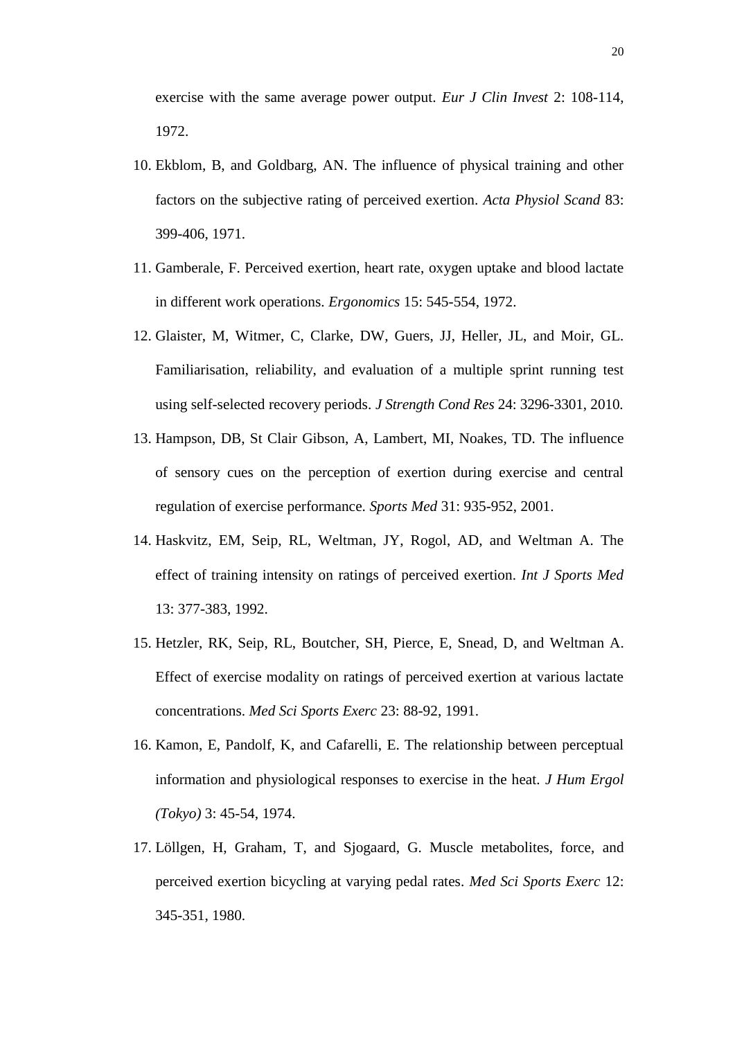exercise with the same average power output. *Eur J Clin Invest* 2: 108-114, 1972.

10. Ekblom, B, and Goldbarg, AN. The influence of physical training and other factors on the subjective rating of perceived exertion. *Acta Physiol Scand* 83: 399-406, 1971.
11. Gamberale, F. Perceived exertion, heart rate, oxygen uptake and blood lactate in different work operations. *Ergonomics* 15: 545-554, 1972.
12. Glaister, M, Witmer, C, Clarke, DW, Guers, JJ, Heller, JL, and Moir, GL. Familiarisation, reliability, and evaluation of a multiple sprint running test using self-selected recovery periods. *J Strength Cond Res* 24: 3296-3301, 2010.
13. Hampson, DB, St Clair Gibson, A, Lambert, MI, Noakes, TD. The influence of sensory cues on the perception of exertion during exercise and central regulation of exercise performance. *Sports Med* 31: 935-952, 2001.
14. Haskvitz, EM, Seip, RL, Weltman, JY, Rogol, AD, and Weltman A. The effect of training intensity on ratings of perceived exertion. *Int J Sports Med* 13: 377-383, 1992.
15. Hetzler, RK, Seip, RL, Boutcher, SH, Pierce, E, Snead, D, and Weltman A. Effect of exercise modality on ratings of perceived exertion at various lactate concentrations. *Med Sci Sports Exerc* 23: 88-92, 1991.
16. Kamon, E, Pandolf, K, and Cafarelli, E. The relationship between perceptual information and physiological responses to exercise in the heat. *J Hum Ergol (Tokyo)* 3: 45-54, 1974.
17. Löllgen, H, Graham, T, and Sjogaard, G. Muscle metabolites, force, and perceived exertion bicycling at varying pedal rates. *Med Sci Sports Exerc* 12: 345-351, 1980.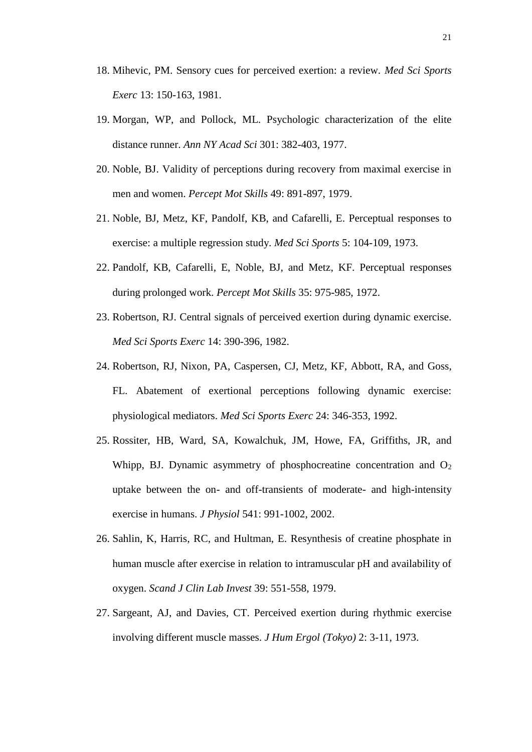18. Mihevic, PM. Sensory cues for perceived exertion: a review. *Med Sci Sports Exerc* 13: 150-163, 1981.
19. Morgan, WP, and Pollock, ML. Psychologic characterization of the elite distance runner. *Ann NY Acad Sci* 301: 382-403, 1977.
20. Noble, BJ. Validity of perceptions during recovery from maximal exercise in men and women. *Percept Mot Skills* 49: 891-897, 1979.
21. Noble, BJ, Metz, KF, Pandolf, KB, and Cafarelli, E. Perceptual responses to exercise: a multiple regression study. *Med Sci Sports* 5: 104-109, 1973.
22. Pandolf, KB, Cafarelli, E, Noble, BJ, and Metz, KF. Perceptual responses during prolonged work. *Percept Mot Skills* 35: 975-985, 1972.
23. Robertson, RJ. Central signals of perceived exertion during dynamic exercise. *Med Sci Sports Exerc* 14: 390-396, 1982.
24. Robertson, RJ, Nixon, PA, Caspersen, CJ, Metz, KF, Abbott, RA, and Goss, FL. Abatement of exertional perceptions following dynamic exercise: physiological mediators. *Med Sci Sports Exerc* 24: 346-353, 1992.
25. Rossiter, HB, Ward, SA, Kowalchuk, JM, Howe, FA, Griffiths, JR, and Whipp, BJ. Dynamic asymmetry of phosphocreatine concentration and $O_2$ uptake between the on- and off-transients of moderate- and high-intensity exercise in humans. *J Physiol* 541: 991-1002, 2002.
26. Sahlin, K, Harris, RC, and Hultman, E. Resynthesis of creatine phosphate in human muscle after exercise in relation to intramuscular pH and availability of oxygen. *Scand J Clin Lab Invest* 39: 551-558, 1979.
27. Sargeant, AJ, and Davies, CT. Perceived exertion during rhythmic exercise involving different muscle masses. *J Hum Ergol (Tokyo)* 2: 3-11, 1973.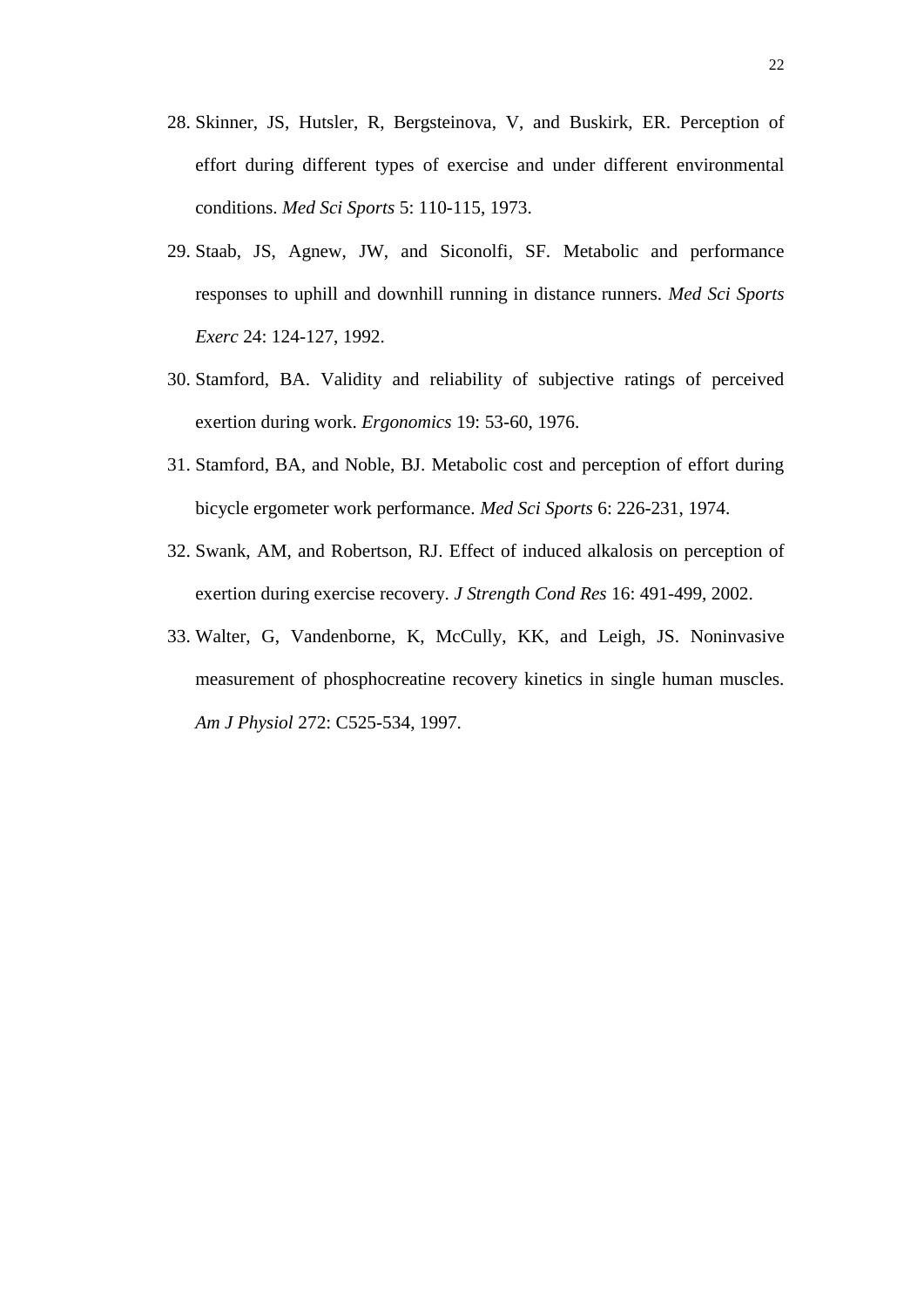28. Skinner, JS, Hutsler, R, Bergsteinova, V, and Buskirk, ER. Perception of effort during different types of exercise and under different environmental conditions. *Med Sci Sports* 5: 110-115, 1973.

29. Staab, JS, Agnew, JW, and Siconolfi, SF. Metabolic and performance responses to uphill and downhill running in distance runners. *Med Sci Sports Exerc* 24: 124-127, 1992.

30. Stamford, BA. Validity and reliability of subjective ratings of perceived exertion during work. *Ergonomics* 19: 53-60, 1976.

31. Stamford, BA, and Noble, BJ. Metabolic cost and perception of effort during bicycle ergometer work performance. *Med Sci Sports* 6: 226-231, 1974.

32. Swank, AM, and Robertson, RJ. Effect of induced alkalosis on perception of exertion during exercise recovery. *J Strength Cond Res* 16: 491-499, 2002.

33. Walter, G, Vandenborne, K, McCully, KK, and Leigh, JS. Noninvasive measurement of phosphocreatine recovery kinetics in single human muscles. *Am J Physiol* 272: C525-534, 1997.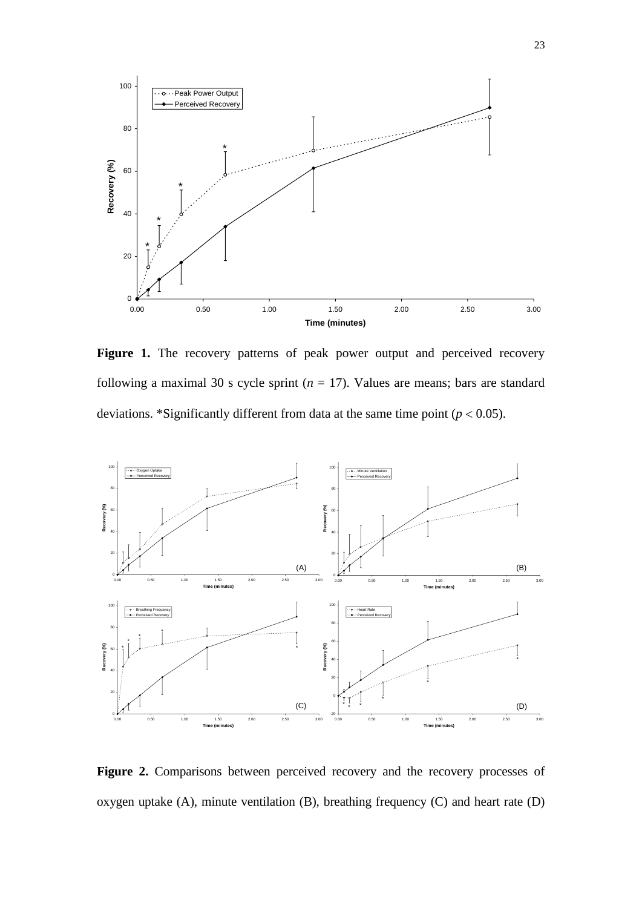**Figure 1.** The recovery patterns of peak power output and perceived recovery following a maximal 30 s cycle sprint ($n$ = 17). Values are means; bars are standard deviations. *Significantly different from data at the same time point ($p < 0.05$).

**Figure 2.** Comparisons between perceived recovery and the recovery processes of oxygen uptake (A), minute ventilation (B), breathing frequency (C) and heart rate (D)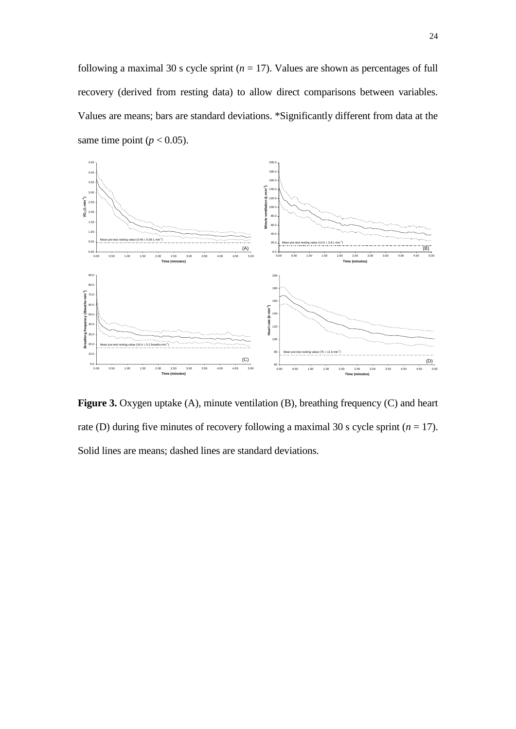following a maximal 30 s cycle sprint ($n$ = 17). Values are shown as percentages of full recovery (derived from resting data) to allow direct comparisons between variables. Values are means; bars are standard deviations. *Significantly different from data at the same time point ($p < 0.05$).

**Figure 3.** Oxygen uptake (A), minute ventilation (B), breathing frequency (C) and heart rate (D) during five minutes of recovery following a maximal 30 s cycle sprint ($n$ = 17). Solid lines are means; dashed lines are standard deviations.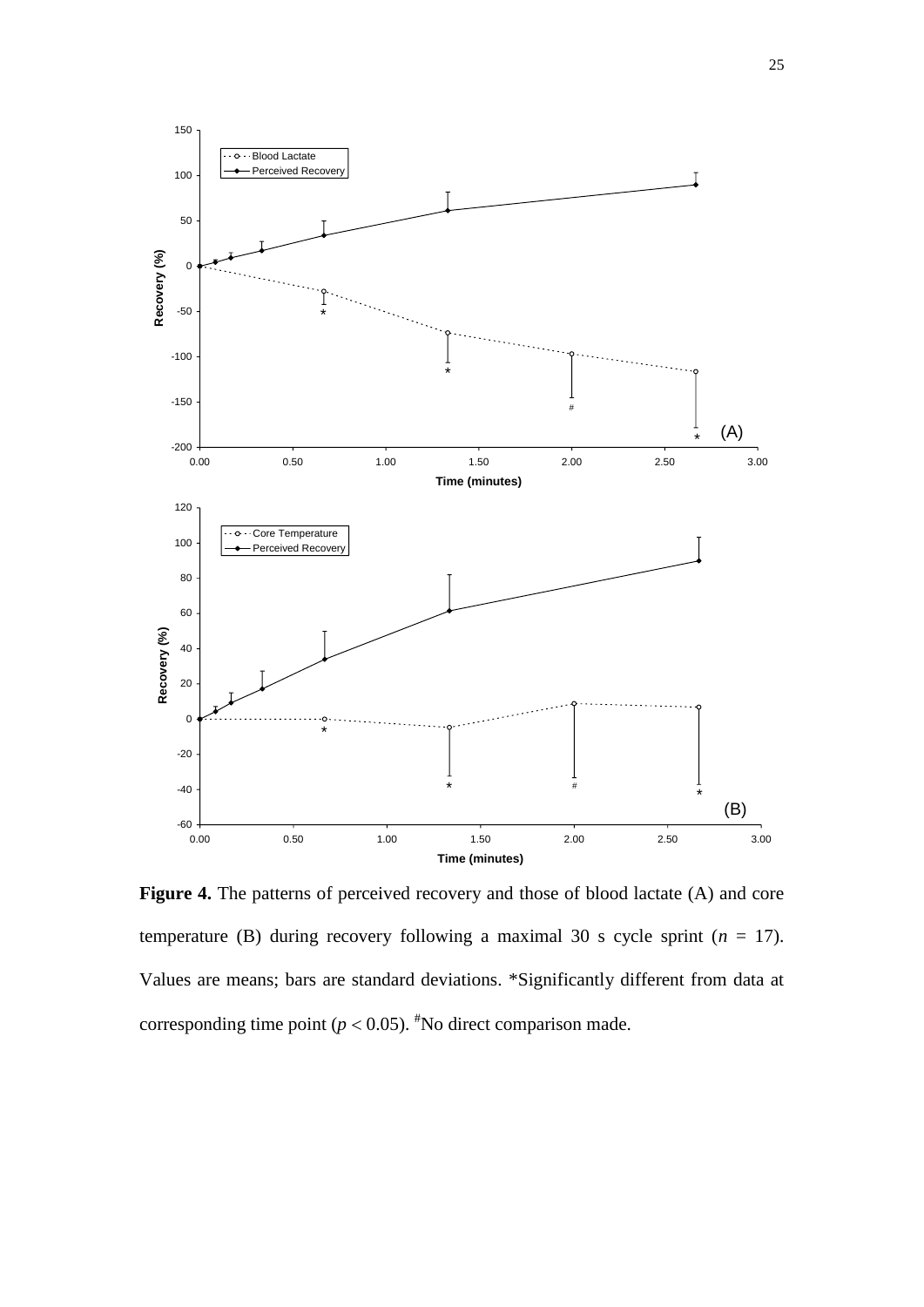**Figure 4.** The patterns of perceived recovery and those of blood lactate (A) and core temperature (B) during recovery following a maximal 30 s cycle sprint ($n$ = 17). Values are means; bars are standard deviations. *Significantly different from data at corresponding time point ($p < 0.05$). #No direct comparison made.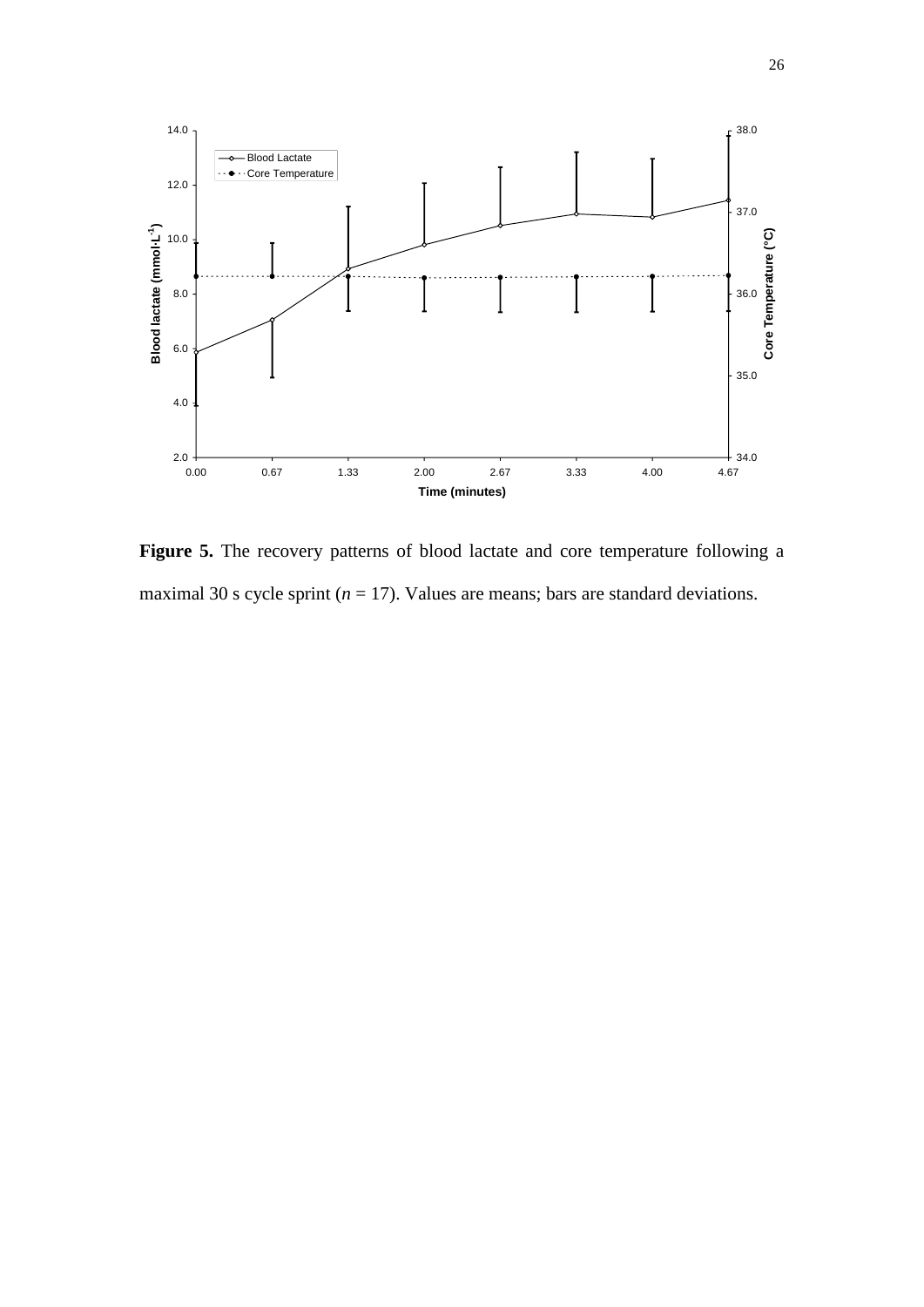14.0

12.0

10.0

8.0

6.0

4.0

2.0

Blood lactate (mmol·L$^{-1}$)

Blood Lactate

Core Temperature

38.0

37.0

36.0

35.0

34.0

Core Temperature (°C)

0.00 0.67 1.33 2.00 2.67 3.33 4.00 4.67

Time (minutes)

**Figure 5.** The recovery patterns of blood lactate and core temperature following a maximal 30 s cycle sprint ($n$ = 17). Values are means; bars are standard deviations.